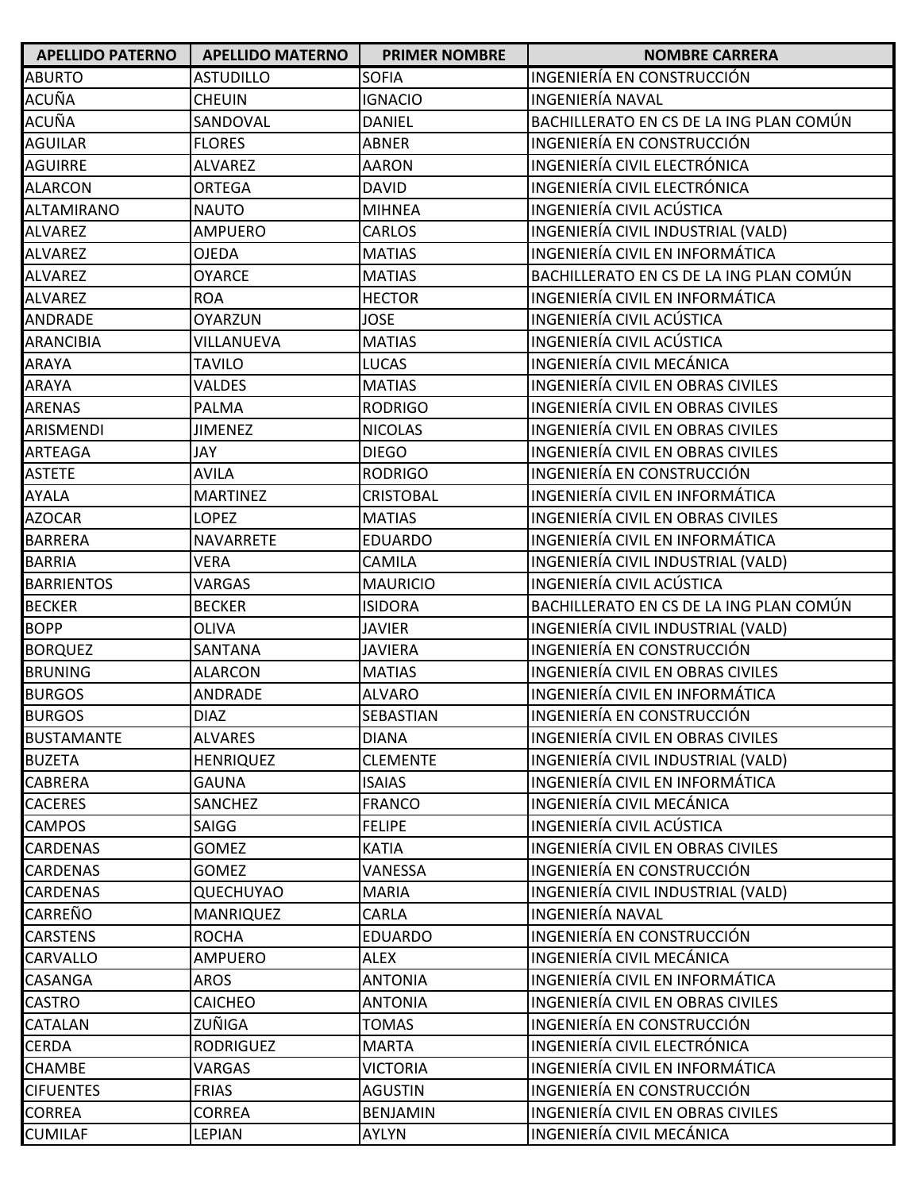| APELLIDO PATERNO | APELLIDO MATERNO | PRIMER NOMBRE | NOMBRE CARRERA |
|---|---|---|---|
| ABURTO | ASTUDILLO | SOFIA | INGENIERÍA EN CONSTRUCCIÓN |
| ACUÑA | CHEUIN | IGNACIO | INGENIERÍA NAVAL |
| ACUÑA | SANDOVAL | DANIEL | BACHILLERATO EN CS DE LA ING PLAN COMÚN |
| AGUILAR | FLORES | ABNER | INGENIERÍA EN CONSTRUCCIÓN |
| AGUIRRE | ALVAREZ | AARON | INGENIERÍA CIVIL ELECTRÓNICA |
| ALARCON | ORTEGA | DAVID | INGENIERÍA CIVIL ELECTRÓNICA |
| ALTAMIRANO | NAUTO | MIHNEA | INGENIERÍA CIVIL ACÚSTICA |
| ALVAREZ | AMPUERO | CARLOS | INGENIERÍA CIVIL INDUSTRIAL (VALD) |
| ALVAREZ | OJEDA | MATIAS | INGENIERÍA CIVIL EN INFORMÁTICA |
| ALVAREZ | OYARCE | MATIAS | BACHILLERATO EN CS DE LA ING PLAN COMÚN |
| ALVAREZ | ROA | HECTOR | INGENIERÍA CIVIL EN INFORMÁTICA |
| ANDRADE | OYARZUN | JOSE | INGENIERÍA CIVIL ACÚSTICA |
| ARANCIBIA | VILLANUEVA | MATIAS | INGENIERÍA CIVIL ACÚSTICA |
| ARAYA | TAVILO | LUCAS | INGENIERÍA CIVIL MECÁNICA |
| ARAYA | VALDES | MATIAS | INGENIERÍA CIVIL EN OBRAS CIVILES |
| ARENAS | PALMA | RODRIGO | INGENIERÍA CIVIL EN OBRAS CIVILES |
| ARISMENDI | JIMENEZ | NICOLAS | INGENIERÍA CIVIL EN OBRAS CIVILES |
| ARTEAGA | JAY | DIEGO | INGENIERÍA CIVIL EN OBRAS CIVILES |
| ASTETE | AVILA | RODRIGO | INGENIERÍA EN CONSTRUCCIÓN |
| AYALA | MARTINEZ | CRISTOBAL | INGENIERÍA CIVIL EN INFORMÁTICA |
| AZOCAR | LOPEZ | MATIAS | INGENIERÍA CIVIL EN OBRAS CIVILES |
| BARRERA | NAVARRETE | EDUARDO | INGENIERÍA CIVIL EN INFORMÁTICA |
| BARRIA | VERA | CAMILA | INGENIERÍA CIVIL INDUSTRIAL (VALD) |
| BARRIENTOS | VARGAS | MAURICIO | INGENIERÍA CIVIL ACÚSTICA |
| BECKER | BECKER | ISIDORA | BACHILLERATO EN CS DE LA ING PLAN COMÚN |
| BOPP | OLIVA | JAVIER | INGENIERÍA CIVIL INDUSTRIAL (VALD) |
| BORQUEZ | SANTANA | JAVIERA | INGENIERÍA EN CONSTRUCCIÓN |
| BRUNING | ALARCON | MATIAS | INGENIERÍA CIVIL EN OBRAS CIVILES |
| BURGOS | ANDRADE | ALVARO | INGENIERÍA CIVIL EN INFORMÁTICA |
| BURGOS | DIAZ | SEBASTIAN | INGENIERÍA EN CONSTRUCCIÓN |
| BUSTAMANTE | ALVARES | DIANA | INGENIERÍA CIVIL EN OBRAS CIVILES |
| BUZETA | HENRIQUEZ | CLEMENTE | INGENIERÍA CIVIL INDUSTRIAL (VALD) |
| CABRERA | GAUNA | ISAIAS | INGENIERÍA CIVIL EN INFORMÁTICA |
| CACERES | SANCHEZ | FRANCO | INGENIERÍA CIVIL MECÁNICA |
| CAMPOS | SAIGG | FELIPE | INGENIERÍA CIVIL ACÚSTICA |
| CARDENAS | GOMEZ | KATIA | INGENIERÍA CIVIL EN OBRAS CIVILES |
| CARDENAS | GOMEZ | VANESSA | INGENIERÍA EN CONSTRUCCIÓN |
| CARDENAS | QUECHUYAO | MARIA | INGENIERÍA CIVIL INDUSTRIAL (VALD) |
| CARREÑO | MANRIQUEZ | CARLA | INGENIERÍA NAVAL |
| CARSTENS | ROCHA | EDUARDO | INGENIERÍA EN CONSTRUCCIÓN |
| CARVALLO | AMPUERO | ALEX | INGENIERÍA CIVIL MECÁNICA |
| CASANGA | AROS | ANTONIA | INGENIERÍA CIVIL EN INFORMÁTICA |
| CASTRO | CAICHEO | ANTONIA | INGENIERÍA CIVIL EN OBRAS CIVILES |
| CATALAN | ZUÑIGA | TOMAS | INGENIERÍA EN CONSTRUCCIÓN |
| CERDA | RODRIGUEZ | MARTA | INGENIERÍA CIVIL ELECTRÓNICA |
| CHAMBE | VARGAS | VICTORIA | INGENIERÍA CIVIL EN INFORMÁTICA |
| CIFUENTES | FRIAS | AGUSTIN | INGENIERÍA EN CONSTRUCCIÓN |
| CORREA | CORREA | BENJAMIN | INGENIERÍA CIVIL EN OBRAS CIVILES |
| CUMILAF | LEPIAN | AYLYN | INGENIERÍA CIVIL MECÁNICA |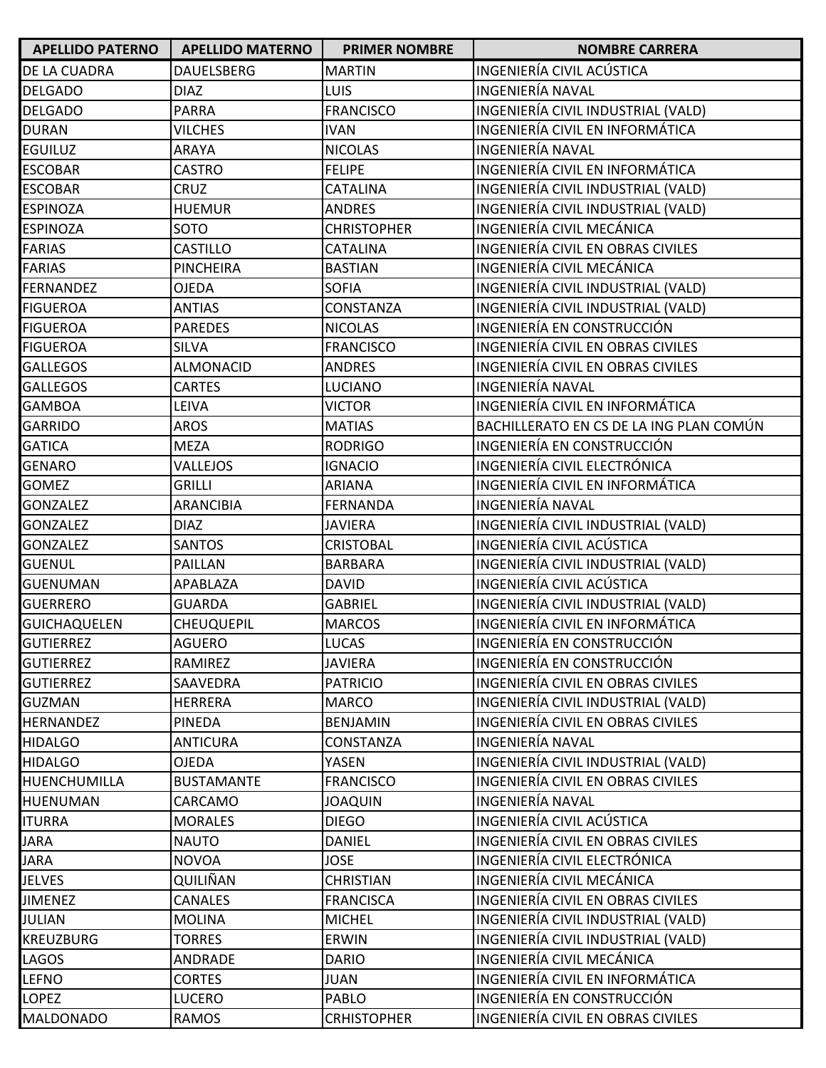| APELLIDO PATERNO | APELLIDO MATERNO | PRIMER NOMBRE | NOMBRE CARRERA |
|---|---|---|---|
| DE LA CUADRA | DAUELSBERG | MARTIN | INGENIERÍA CIVIL ACÚSTICA |
| DELGADO | DIAZ | LUIS | INGENIERÍA NAVAL |
| DELGADO | PARRA | FRANCISCO | INGENIERÍA CIVIL INDUSTRIAL (VALD) |
| DURAN | VILCHES | IVAN | INGENIERÍA CIVIL EN INFORMÁTICA |
| EGUILUZ | ARAYA | NICOLAS | INGENIERÍA NAVAL |
| ESCOBAR | CASTRO | FELIPE | INGENIERÍA CIVIL EN INFORMÁTICA |
| ESCOBAR | CRUZ | CATALINA | INGENIERÍA CIVIL INDUSTRIAL (VALD) |
| ESPINOZA | HUEMUR | ANDRES | INGENIERÍA CIVIL INDUSTRIAL (VALD) |
| ESPINOZA | SOTO | CHRISTOPHER | INGENIERÍA CIVIL MECÁNICA |
| FARIAS | CASTILLO | CATALINA | INGENIERÍA CIVIL EN OBRAS CIVILES |
| FARIAS | PINCHEIRA | BASTIAN | INGENIERÍA CIVIL MECÁNICA |
| FERNANDEZ | OJEDA | SOFIA | INGENIERÍA CIVIL INDUSTRIAL (VALD) |
| FIGUEROA | ANTIAS | CONSTANZA | INGENIERÍA CIVIL INDUSTRIAL (VALD) |
| FIGUEROA | PAREDES | NICOLAS | INGENIERÍA EN CONSTRUCCIÓN |
| FIGUEROA | SILVA | FRANCISCO | INGENIERÍA CIVIL EN OBRAS CIVILES |
| GALLEGOS | ALMONACID | ANDRES | INGENIERÍA CIVIL EN OBRAS CIVILES |
| GALLEGOS | CARTES | LUCIANO | INGENIERÍA NAVAL |
| GAMBOA | LEIVA | VICTOR | INGENIERÍA CIVIL EN INFORMÁTICA |
| GARRIDO | AROS | MATIAS | BACHILLERATO EN CS DE LA ING PLAN COMÚN |
| GATICA | MEZA | RODRIGO | INGENIERÍA EN CONSTRUCCIÓN |
| GENARO | VALLEJOS | IGNACIO | INGENIERÍA CIVIL ELECTRÓNICA |
| GOMEZ | GRILLI | ARIANA | INGENIERÍA CIVIL EN INFORMÁTICA |
| GONZALEZ | ARANCIBIA | FERNANDA | INGENIERÍA NAVAL |
| GONZALEZ | DIAZ | JAVIERA | INGENIERÍA CIVIL INDUSTRIAL (VALD) |
| GONZALEZ | SANTOS | CRISTOBAL | INGENIERÍA CIVIL ACÚSTICA |
| GUENUL | PAILLAN | BARBARA | INGENIERÍA CIVIL INDUSTRIAL (VALD) |
| GUENUMAN | APABLAZA | DAVID | INGENIERÍA CIVIL ACÚSTICA |
| GUERRERO | GUARDA | GABRIEL | INGENIERÍA CIVIL INDUSTRIAL (VALD) |
| GUICHAQUELEN | CHEUQUEPIL | MARCOS | INGENIERÍA CIVIL EN INFORMÁTICA |
| GUTIERREZ | AGUERO | LUCAS | INGENIERÍA EN CONSTRUCCIÓN |
| GUTIERREZ | RAMIREZ | JAVIERA | INGENIERÍA EN CONSTRUCCIÓN |
| GUTIERREZ | SAAVEDRA | PATRICIO | INGENIERÍA CIVIL EN OBRAS CIVILES |
| GUZMAN | HERRERA | MARCO | INGENIERÍA CIVIL INDUSTRIAL (VALD) |
| HERNANDEZ | PINEDA | BENJAMIN | INGENIERÍA CIVIL EN OBRAS CIVILES |
| HIDALGO | ANTICURA | CONSTANZA | INGENIERÍA NAVAL |
| HIDALGO | OJEDA | YASEN | INGENIERÍA CIVIL INDUSTRIAL (VALD) |
| HUENCHUMILLA | BUSTAMANTE | FRANCISCO | INGENIERÍA CIVIL EN OBRAS CIVILES |
| HUENUMAN | CARCAMO | JOAQUIN | INGENIERÍA NAVAL |
| ITURRA | MORALES | DIEGO | INGENIERÍA CIVIL ACÚSTICA |
| JARA | NAUTO | DANIEL | INGENIERÍA CIVIL EN OBRAS CIVILES |
| JARA | NOVOA | JOSE | INGENIERÍA CIVIL ELECTRÓNICA |
| JELVES | QUILIÑAN | CHRISTIAN | INGENIERÍA CIVIL MECÁNICA |
| JIMENEZ | CANALES | FRANCISCA | INGENIERÍA CIVIL EN OBRAS CIVILES |
| JULIAN | MOLINA | MICHEL | INGENIERÍA CIVIL INDUSTRIAL (VALD) |
| KREUZBURG | TORRES | ERWIN | INGENIERÍA CIVIL INDUSTRIAL (VALD) |
| LAGOS | ANDRADE | DARIO | INGENIERÍA CIVIL MECÁNICA |
| LEFNO | CORTES | JUAN | INGENIERÍA CIVIL EN INFORMÁTICA |
| LOPEZ | LUCERO | PABLO | INGENIERÍA EN CONSTRUCCIÓN |
| MALDONADO | RAMOS | CRHISTOPHER | INGENIERÍA CIVIL EN OBRAS CIVILES |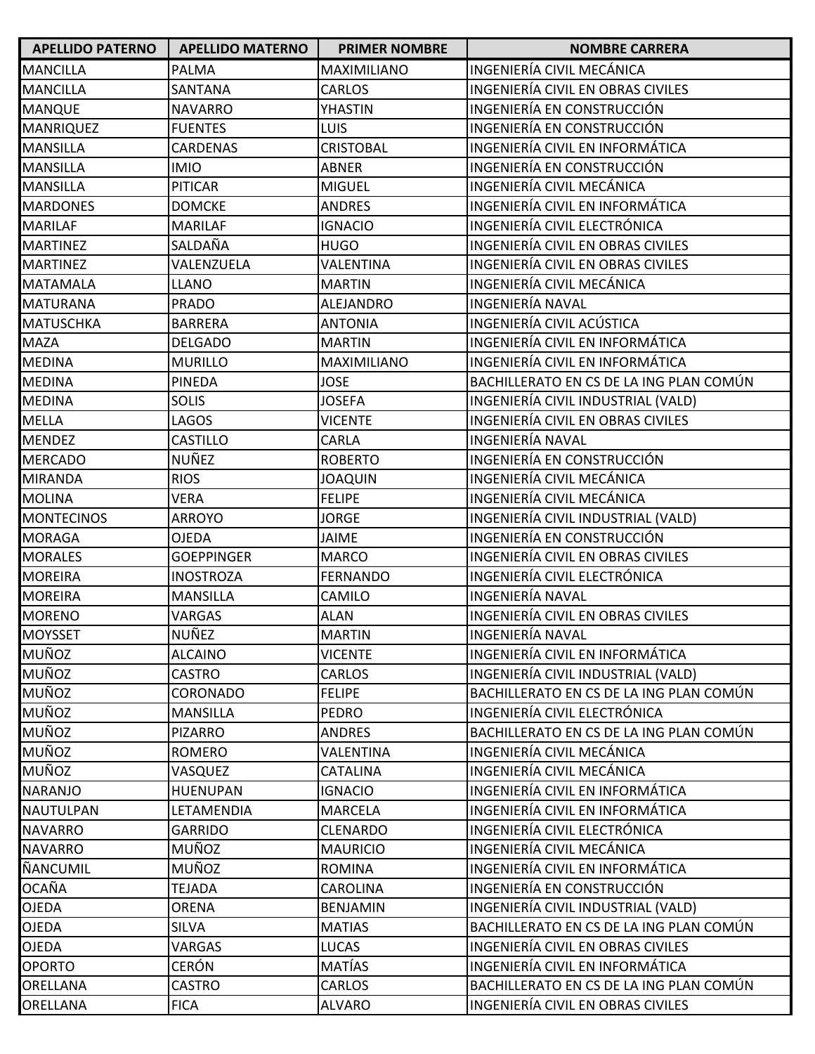| APELLIDO PATERNO | APELLIDO MATERNO | PRIMER NOMBRE | NOMBRE CARRERA |
|---|---|---|---|
| MANCILLA | PALMA | MAXIMILIANO | INGENIERÍA CIVIL MECÁNICA |
| MANCILLA | SANTANA | CARLOS | INGENIERÍA CIVIL EN OBRAS CIVILES |
| MANQUE | NAVARRO | YHASTIN | INGENIERÍA EN CONSTRUCCIÓN |
| MANRIQUEZ | FUENTES | LUIS | INGENIERÍA EN CONSTRUCCIÓN |
| MANSILLA | CARDENAS | CRISTOBAL | INGENIERÍA CIVIL EN INFORMÁTICA |
| MANSILLA | IMIO | ABNER | INGENIERÍA EN CONSTRUCCIÓN |
| MANSILLA | PITICAR | MIGUEL | INGENIERÍA CIVIL MECÁNICA |
| MARDONES | DOMCKE | ANDRES | INGENIERÍA CIVIL EN INFORMÁTICA |
| MARILAF | MARILAF | IGNACIO | INGENIERÍA CIVIL ELECTRÓNICA |
| MARTINEZ | SALDAÑA | HUGO | INGENIERÍA CIVIL EN OBRAS CIVILES |
| MARTINEZ | VALENZUELA | VALENTINA | INGENIERÍA CIVIL EN OBRAS CIVILES |
| MATAMALA | LLANO | MARTIN | INGENIERÍA CIVIL MECÁNICA |
| MATURANA | PRADO | ALEJANDRO | INGENIERÍA NAVAL |
| MATUSCHKA | BARRERA | ANTONIA | INGENIERÍA CIVIL ACÚSTICA |
| MAZA | DELGADO | MARTIN | INGENIERÍA CIVIL EN INFORMÁTICA |
| MEDINA | MURILLO | MAXIMILIANO | INGENIERÍA CIVIL EN INFORMÁTICA |
| MEDINA | PINEDA | JOSE | BACHILLERATO EN CS DE LA ING PLAN COMÚN |
| MEDINA | SOLIS | JOSEFA | INGENIERÍA CIVIL INDUSTRIAL (VALD) |
| MELLA | LAGOS | VICENTE | INGENIERÍA CIVIL EN OBRAS CIVILES |
| MENDEZ | CASTILLO | CARLA | INGENIERÍA NAVAL |
| MERCADO | NUÑEZ | ROBERTO | INGENIERÍA EN CONSTRUCCIÓN |
| MIRANDA | RIOS | JOAQUIN | INGENIERÍA CIVIL MECÁNICA |
| MOLINA | VERA | FELIPE | INGENIERÍA CIVIL MECÁNICA |
| MONTECINOS | ARROYO | JORGE | INGENIERÍA CIVIL INDUSTRIAL (VALD) |
| MORAGA | OJEDA | JAIME | INGENIERÍA EN CONSTRUCCIÓN |
| MORALES | GOEPPINGER | MARCO | INGENIERÍA CIVIL EN OBRAS CIVILES |
| MOREIRA | INOSTROZA | FERNANDO | INGENIERÍA CIVIL ELECTRÓNICA |
| MOREIRA | MANSILLA | CAMILO | INGENIERÍA NAVAL |
| MORENO | VARGAS | ALAN | INGENIERÍA CIVIL EN OBRAS CIVILES |
| MOYSSET | NUÑEZ | MARTIN | INGENIERÍA NAVAL |
| MUÑOZ | ALCAINO | VICENTE | INGENIERÍA CIVIL EN INFORMÁTICA |
| MUÑOZ | CASTRO | CARLOS | INGENIERÍA CIVIL INDUSTRIAL (VALD) |
| MUÑOZ | CORONADO | FELIPE | BACHILLERATO EN CS DE LA ING PLAN COMÚN |
| MUÑOZ | MANSILLA | PEDRO | INGENIERÍA CIVIL ELECTRÓNICA |
| MUÑOZ | PIZARRO | ANDRES | BACHILLERATO EN CS DE LA ING PLAN COMÚN |
| MUÑOZ | ROMERO | VALENTINA | INGENIERÍA CIVIL MECÁNICA |
| MUÑOZ | VASQUEZ | CATALINA | INGENIERÍA CIVIL MECÁNICA |
| NARANJO | HUENUPAN | IGNACIO | INGENIERÍA CIVIL EN INFORMÁTICA |
| NAUTULPAN | LETAMENDIA | MARCELA | INGENIERÍA CIVIL EN INFORMÁTICA |
| NAVARRO | GARRIDO | CLENARDO | INGENIERÍA CIVIL ELECTRÓNICA |
| NAVARRO | MUÑOZ | MAURICIO | INGENIERÍA CIVIL MECÁNICA |
| ÑANCUMIL | MUÑOZ | ROMINA | INGENIERÍA CIVIL EN INFORMÁTICA |
| OCAÑA | TEJADA | CAROLINA | INGENIERÍA EN CONSTRUCCIÓN |
| OJEDA | ORENA | BENJAMIN | INGENIERÍA CIVIL INDUSTRIAL (VALD) |
| OJEDA | SILVA | MATIAS | BACHILLERATO EN CS DE LA ING PLAN COMÚN |
| OJEDA | VARGAS | LUCAS | INGENIERÍA CIVIL EN OBRAS CIVILES |
| OPORTO | CERÓN | MATÍAS | INGENIERÍA CIVIL EN INFORMÁTICA |
| ORELLANA | CASTRO | CARLOS | BACHILLERATO EN CS DE LA ING PLAN COMÚN |
| ORELLANA | FICA | ALVARO | INGENIERÍA CIVIL EN OBRAS CIVILES |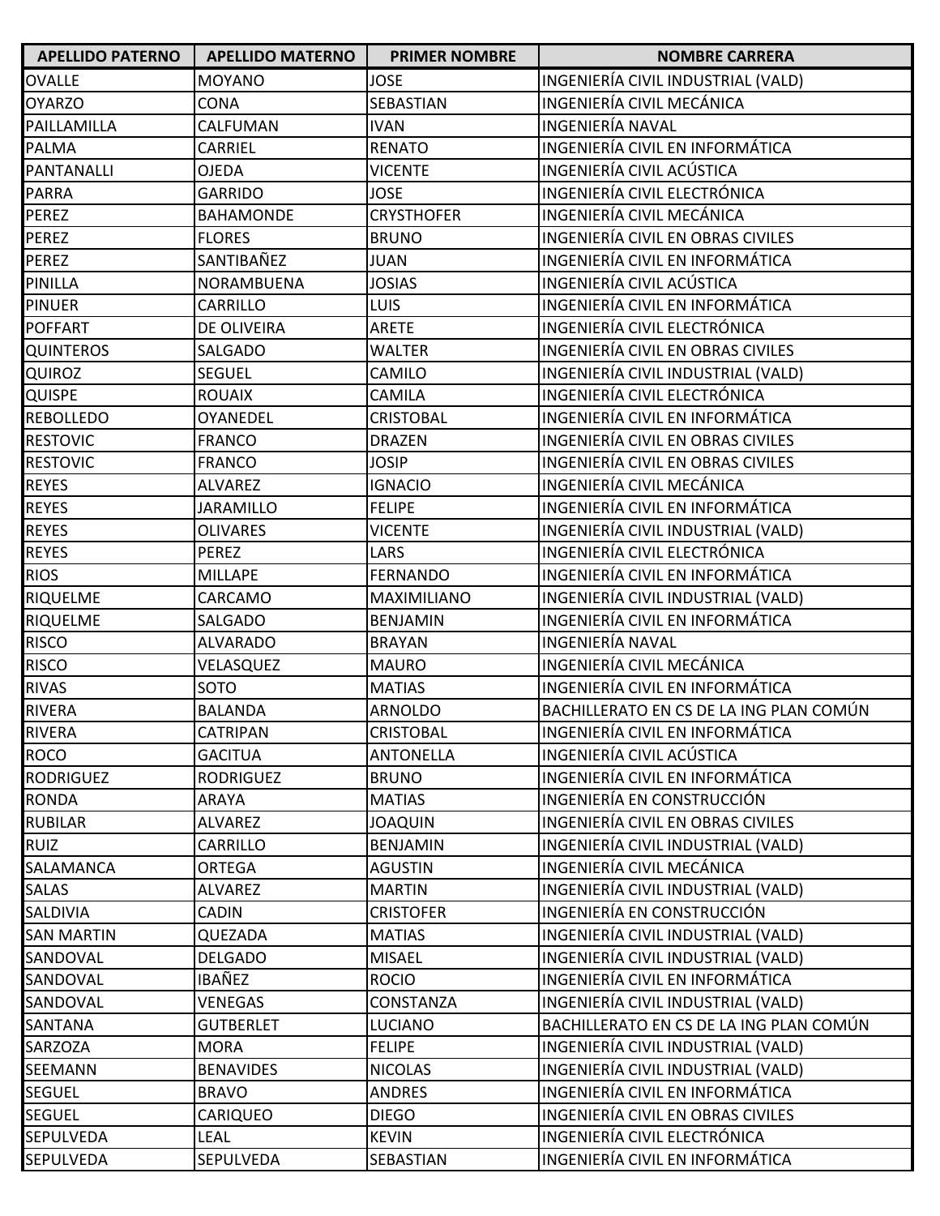| APELLIDO PATERNO | APELLIDO MATERNO | PRIMER NOMBRE | NOMBRE CARRERA |
|---|---|---|---|
| OVALLE | MOYANO | JOSE | INGENIERÍA CIVIL INDUSTRIAL (VALD) |
| OYARZO | CONA | SEBASTIAN | INGENIERÍA CIVIL MECÁNICA |
| PAILLAMILLA | CALFUMAN | IVAN | INGENIERÍA NAVAL |
| PALMA | CARRIEL | RENATO | INGENIERÍA CIVIL EN INFORMÁTICA |
| PANTANALLI | OJEDA | VICENTE | INGENIERÍA CIVIL ACÚSTICA |
| PARRA | GARRIDO | JOSE | INGENIERÍA CIVIL ELECTRÓNICA |
| PEREZ | BAHAMONDE | CRYSTHOFER | INGENIERÍA CIVIL MECÁNICA |
| PEREZ | FLORES | BRUNO | INGENIERÍA CIVIL EN OBRAS CIVILES |
| PEREZ | SANTIBAÑEZ | JUAN | INGENIERÍA CIVIL EN INFORMÁTICA |
| PINILLA | NORAMBUENA | JOSIAS | INGENIERÍA CIVIL ACÚSTICA |
| PINUER | CARRILLO | LUIS | INGENIERÍA CIVIL EN INFORMÁTICA |
| POFFART | DE OLIVEIRA | ARETE | INGENIERÍA CIVIL ELECTRÓNICA |
| QUINTEROS | SALGADO | WALTER | INGENIERÍA CIVIL EN OBRAS CIVILES |
| QUIROZ | SEGUEL | CAMILO | INGENIERÍA CIVIL INDUSTRIAL (VALD) |
| QUISPE | ROUAIX | CAMILA | INGENIERÍA CIVIL ELECTRÓNICA |
| REBOLLEDO | OYANEDEL | CRISTOBAL | INGENIERÍA CIVIL EN INFORMÁTICA |
| RESTOVIC | FRANCO | DRAZEN | INGENIERÍA CIVIL EN OBRAS CIVILES |
| RESTOVIC | FRANCO | JOSIP | INGENIERÍA CIVIL EN OBRAS CIVILES |
| REYES | ALVAREZ | IGNACIO | INGENIERÍA CIVIL MECÁNICA |
| REYES | JARAMILLO | FELIPE | INGENIERÍA CIVIL EN INFORMÁTICA |
| REYES | OLIVARES | VICENTE | INGENIERÍA CIVIL INDUSTRIAL (VALD) |
| REYES | PEREZ | LARS | INGENIERÍA CIVIL ELECTRÓNICA |
| RIOS | MILLAPE | FERNANDO | INGENIERÍA CIVIL EN INFORMÁTICA |
| RIQUELME | CARCAMO | MAXIMILIANO | INGENIERÍA CIVIL INDUSTRIAL (VALD) |
| RIQUELME | SALGADO | BENJAMIN | INGENIERÍA CIVIL EN INFORMÁTICA |
| RISCO | ALVARADO | BRAYAN | INGENIERÍA NAVAL |
| RISCO | VELASQUEZ | MAURO | INGENIERÍA CIVIL MECÁNICA |
| RIVAS | SOTO | MATIAS | INGENIERÍA CIVIL EN INFORMÁTICA |
| RIVERA | BALANDA | ARNOLDO | BACHILLERATO EN CS DE LA ING PLAN COMÚN |
| RIVERA | CATRIPAN | CRISTOBAL | INGENIERÍA CIVIL EN INFORMÁTICA |
| ROCO | GACITUA | ANTONELLA | INGENIERÍA CIVIL ACÚSTICA |
| RODRIGUEZ | RODRIGUEZ | BRUNO | INGENIERÍA CIVIL EN INFORMÁTICA |
| RONDA | ARAYA | MATIAS | INGENIERÍA EN CONSTRUCCIÓN |
| RUBILAR | ALVAREZ | JOAQUIN | INGENIERÍA CIVIL EN OBRAS CIVILES |
| RUIZ | CARRILLO | BENJAMIN | INGENIERÍA CIVIL INDUSTRIAL (VALD) |
| SALAMANCA | ORTEGA | AGUSTIN | INGENIERÍA CIVIL MECÁNICA |
| SALAS | ALVAREZ | MARTIN | INGENIERÍA CIVIL INDUSTRIAL (VALD) |
| SALDIVIA | CADIN | CRISTOFER | INGENIERÍA EN CONSTRUCCIÓN |
| SAN MARTIN | QUEZADA | MATIAS | INGENIERÍA CIVIL INDUSTRIAL (VALD) |
| SANDOVAL | DELGADO | MISAEL | INGENIERÍA CIVIL INDUSTRIAL (VALD) |
| SANDOVAL | IBAÑEZ | ROCIO | INGENIERÍA CIVIL EN INFORMÁTICA |
| SANDOVAL | VENEGAS | CONSTANZA | INGENIERÍA CIVIL INDUSTRIAL (VALD) |
| SANTANA | GUTBERLET | LUCIANO | BACHILLERATO EN CS DE LA ING PLAN COMÚN |
| SARZOZA | MORA | FELIPE | INGENIERÍA CIVIL INDUSTRIAL (VALD) |
| SEEMANN | BENAVIDES | NICOLAS | INGENIERÍA CIVIL INDUSTRIAL (VALD) |
| SEGUEL | BRAVO | ANDRES | INGENIERÍA CIVIL EN INFORMÁTICA |
| SEGUEL | CARIQUEO | DIEGO | INGENIERÍA CIVIL EN OBRAS CIVILES |
| SEPULVEDA | LEAL | KEVIN | INGENIERÍA CIVIL ELECTRÓNICA |
| SEPULVEDA | SEPULVEDA | SEBASTIAN | INGENIERÍA CIVIL EN INFORMÁTICA |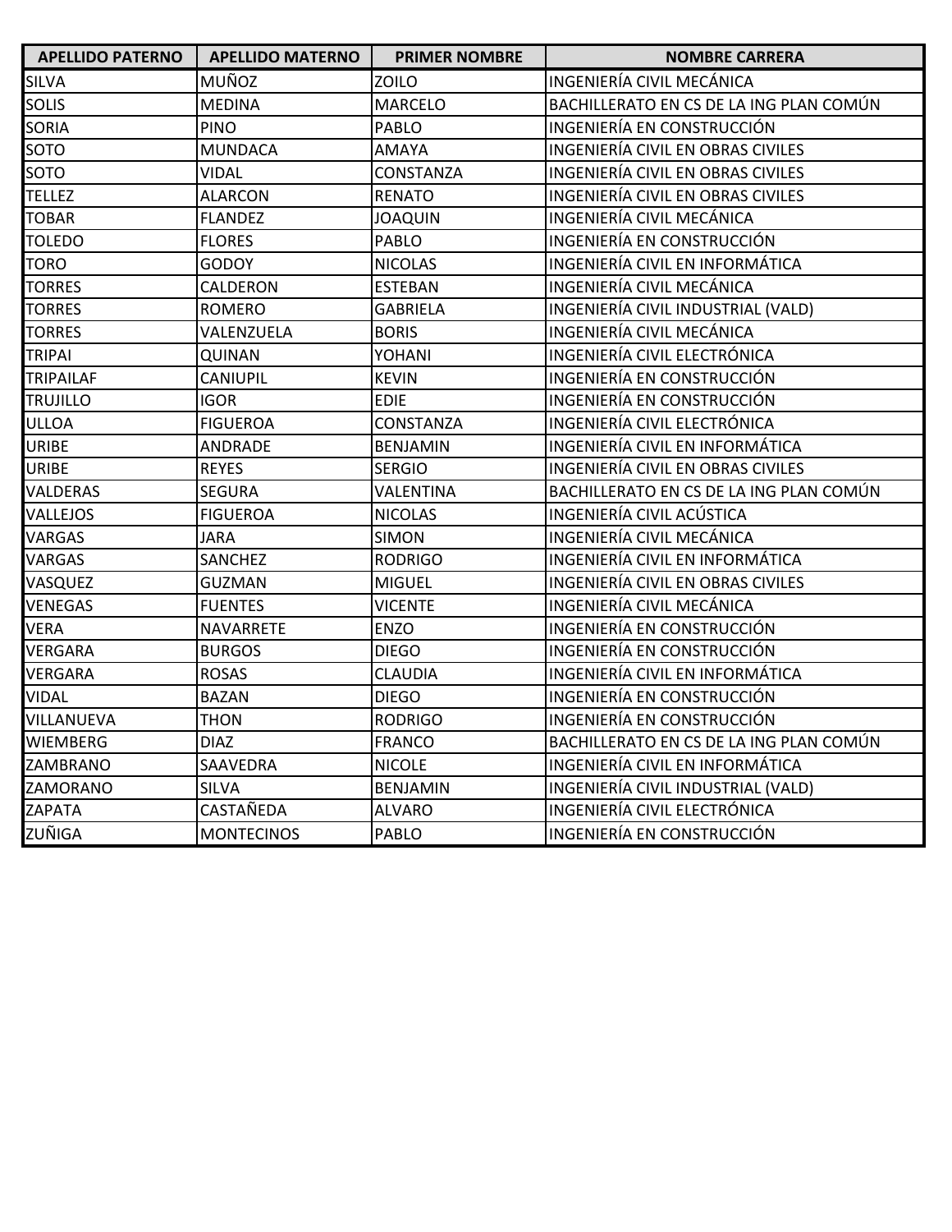| APELLIDO PATERNO | APELLIDO MATERNO | PRIMER NOMBRE | NOMBRE CARRERA |
|---|---|---|---|
| SILVA | MUÑOZ | ZOILO | INGENIERÍA CIVIL MECÁNICA |
| SOLIS | MEDINA | MARCELO | BACHILLERATO EN CS DE LA ING PLAN COMÚN |
| SORIA | PINO | PABLO | INGENIERÍA EN CONSTRUCCIÓN |
| SOTO | MUNDACA | AMAYA | INGENIERÍA CIVIL EN OBRAS CIVILES |
| SOTO | VIDAL | CONSTANZA | INGENIERÍA CIVIL EN OBRAS CIVILES |
| TELLEZ | ALARCON | RENATO | INGENIERÍA CIVIL EN OBRAS CIVILES |
| TOBAR | FLANDEZ | JOAQUIN | INGENIERÍA CIVIL MECÁNICA |
| TOLEDO | FLORES | PABLO | INGENIERÍA EN CONSTRUCCIÓN |
| TORO | GODOY | NICOLAS | INGENIERÍA CIVIL EN INFORMÁTICA |
| TORRES | CALDERON | ESTEBAN | INGENIERÍA CIVIL MECÁNICA |
| TORRES | ROMERO | GABRIELA | INGENIERÍA CIVIL INDUSTRIAL (VALD) |
| TORRES | VALENZUELA | BORIS | INGENIERÍA CIVIL MECÁNICA |
| TRIPAI | QUINAN | YOHANI | INGENIERÍA CIVIL ELECTRÓNICA |
| TRIPAILAF | CANIUPIL | KEVIN | INGENIERÍA EN CONSTRUCCIÓN |
| TRUJILLO | IGOR | EDIE | INGENIERÍA EN CONSTRUCCIÓN |
| ULLOA | FIGUEROA | CONSTANZA | INGENIERÍA CIVIL ELECTRÓNICA |
| URIBE | ANDRADE | BENJAMIN | INGENIERÍA CIVIL EN INFORMÁTICA |
| URIBE | REYES | SERGIO | INGENIERÍA CIVIL EN OBRAS CIVILES |
| VALDERAS | SEGURA | VALENTINA | BACHILLERATO EN CS DE LA ING PLAN COMÚN |
| VALLEJOS | FIGUEROA | NICOLAS | INGENIERÍA CIVIL ACÚSTICA |
| VARGAS | JARA | SIMON | INGENIERÍA CIVIL MECÁNICA |
| VARGAS | SANCHEZ | RODRIGO | INGENIERÍA CIVIL EN INFORMÁTICA |
| VASQUEZ | GUZMAN | MIGUEL | INGENIERÍA CIVIL EN OBRAS CIVILES |
| VENEGAS | FUENTES | VICENTE | INGENIERÍA CIVIL MECÁNICA |
| VERA | NAVARRETE | ENZO | INGENIERÍA EN CONSTRUCCIÓN |
| VERGARA | BURGOS | DIEGO | INGENIERÍA EN CONSTRUCCIÓN |
| VERGARA | ROSAS | CLAUDIA | INGENIERÍA CIVIL EN INFORMÁTICA |
| VIDAL | BAZAN | DIEGO | INGENIERÍA EN CONSTRUCCIÓN |
| VILLANUEVA | THON | RODRIGO | INGENIERÍA EN CONSTRUCCIÓN |
| WIEMBERG | DIAZ | FRANCO | BACHILLERATO EN CS DE LA ING PLAN COMÚN |
| ZAMBRANO | SAAVEDRA | NICOLE | INGENIERÍA CIVIL EN INFORMÁTICA |
| ZAMORANO | SILVA | BENJAMIN | INGENIERÍA CIVIL INDUSTRIAL (VALD) |
| ZAPATA | CASTAÑEDA | ALVARO | INGENIERÍA CIVIL ELECTRÓNICA |
| ZUÑIGA | MONTECINOS | PABLO | INGENIERÍA EN CONSTRUCCIÓN |